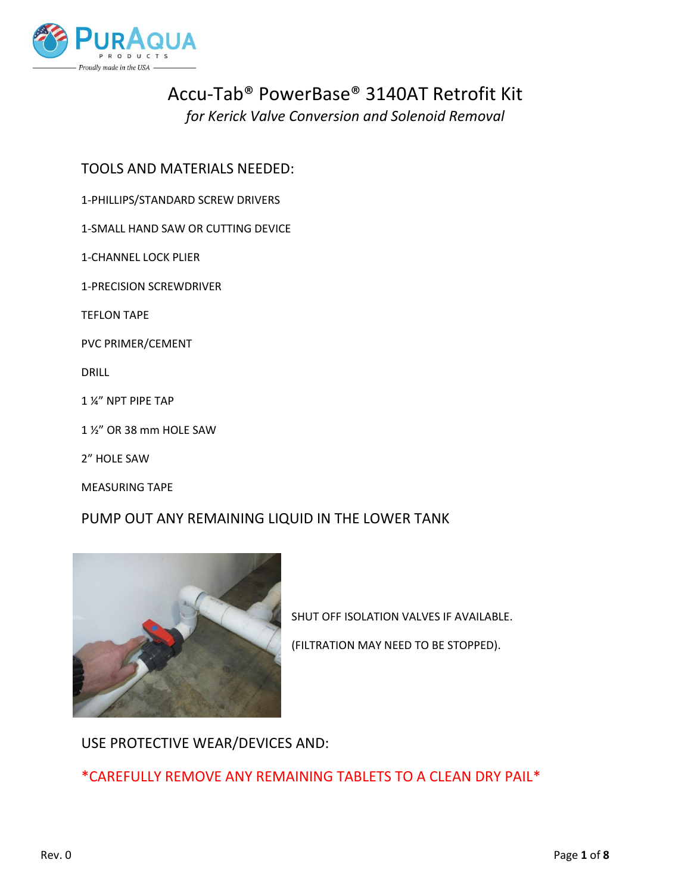# Accu-Tab® PowerBase® 3140AT Retrofit Kit

*for Kerick Valve Conversion and Solenoid Removal*

## TOOLS AND MATERIALS NEEDED:

1-PHILLIPS/STANDARD SCREW DRIVERS

1-SMALL HAND SAW OR CUTTING DEVICE

1-CHANNEL LOCK PLIER

1-PRECISION SCREWDRIVER

TEFLON TAPE

PVC PRIMER/CEMENT

DRILL

1 ¼" NPT PIPE TAP

1 ½" OR 38 mm HOLE SAW

2" HOLE SAW

MEASURING TAPE

## PUMP OUT ANY REMAINING LIQUID IN THE LOWER TANK

SHUT OFF ISOLATION VALVES IF AVAILABLE.

(FILTRATION MAY NEED TO BE STOPPED).

## USE PROTECTIVE WEAR/DEVICES AND:

*CAREFULLY REMOVE ANY REMAINING TABLETS TO A CLEAN DRY PAIL*

Rev. 0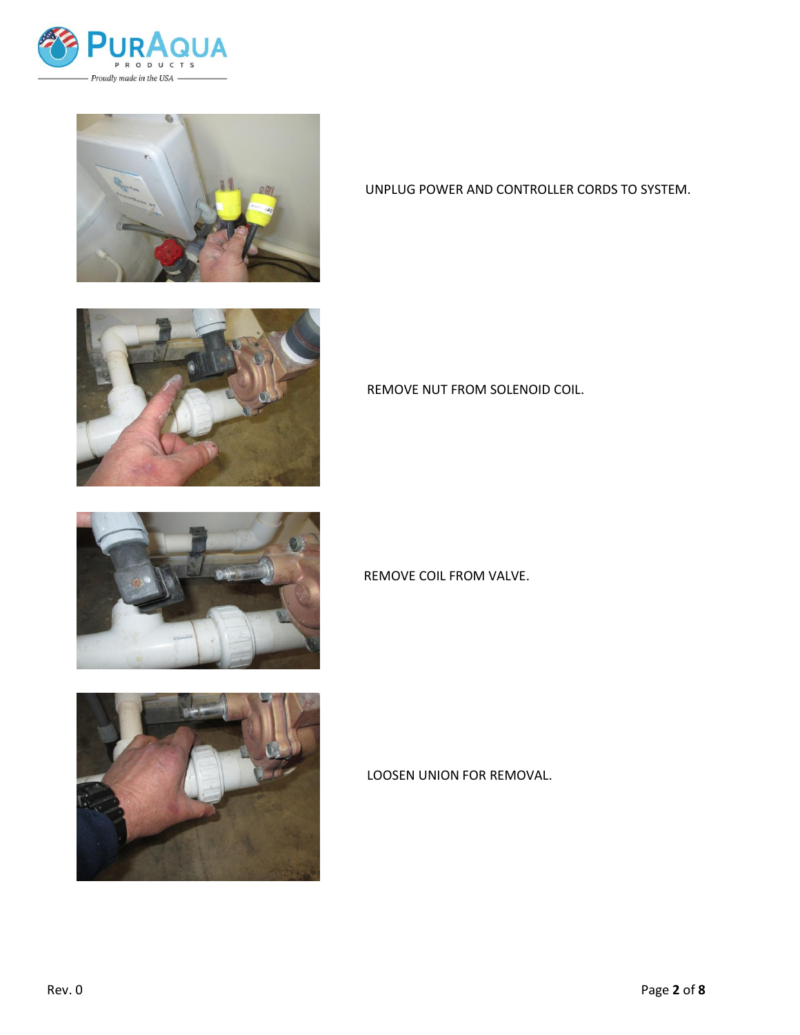UNPLUG POWER AND CONTROLLER CORDS TO SYSTEM.

REMOVE NUT FROM SOLENOID COIL.

REMOVE COIL FROM VALVE.

LOOSEN UNION FOR REMOVAL.

Rev. 0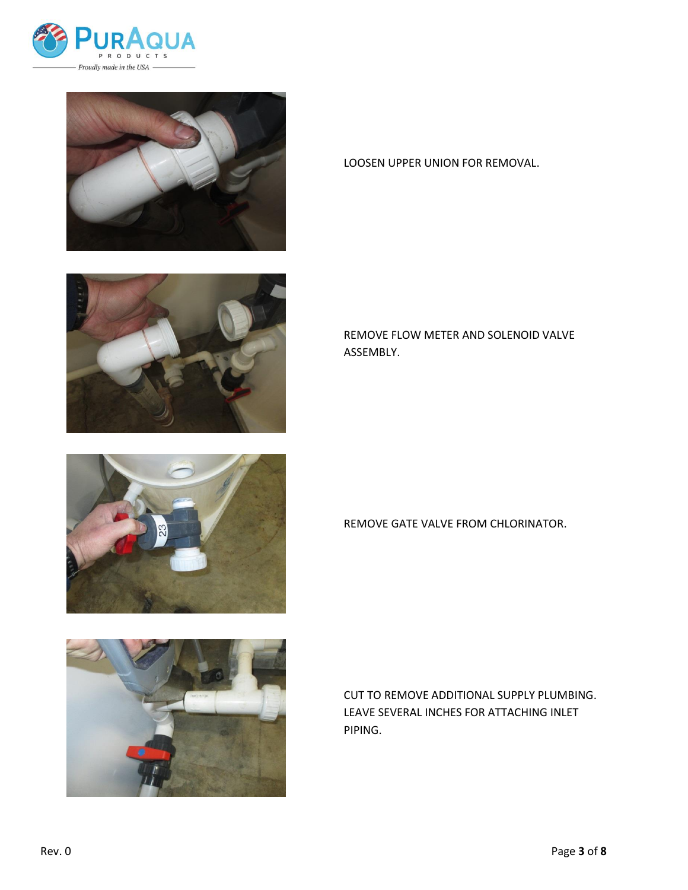LOOSEN UPPER UNION FOR REMOVAL.

REMOVE FLOW METER AND SOLENOID VALVE ASSEMBLY.

REMOVE GATE VALVE FROM CHLORINATOR.

CUT TO REMOVE ADDITIONAL SUPPLY PLUMBING. LEAVE SEVERAL INCHES FOR ATTACHING INLET PIPING.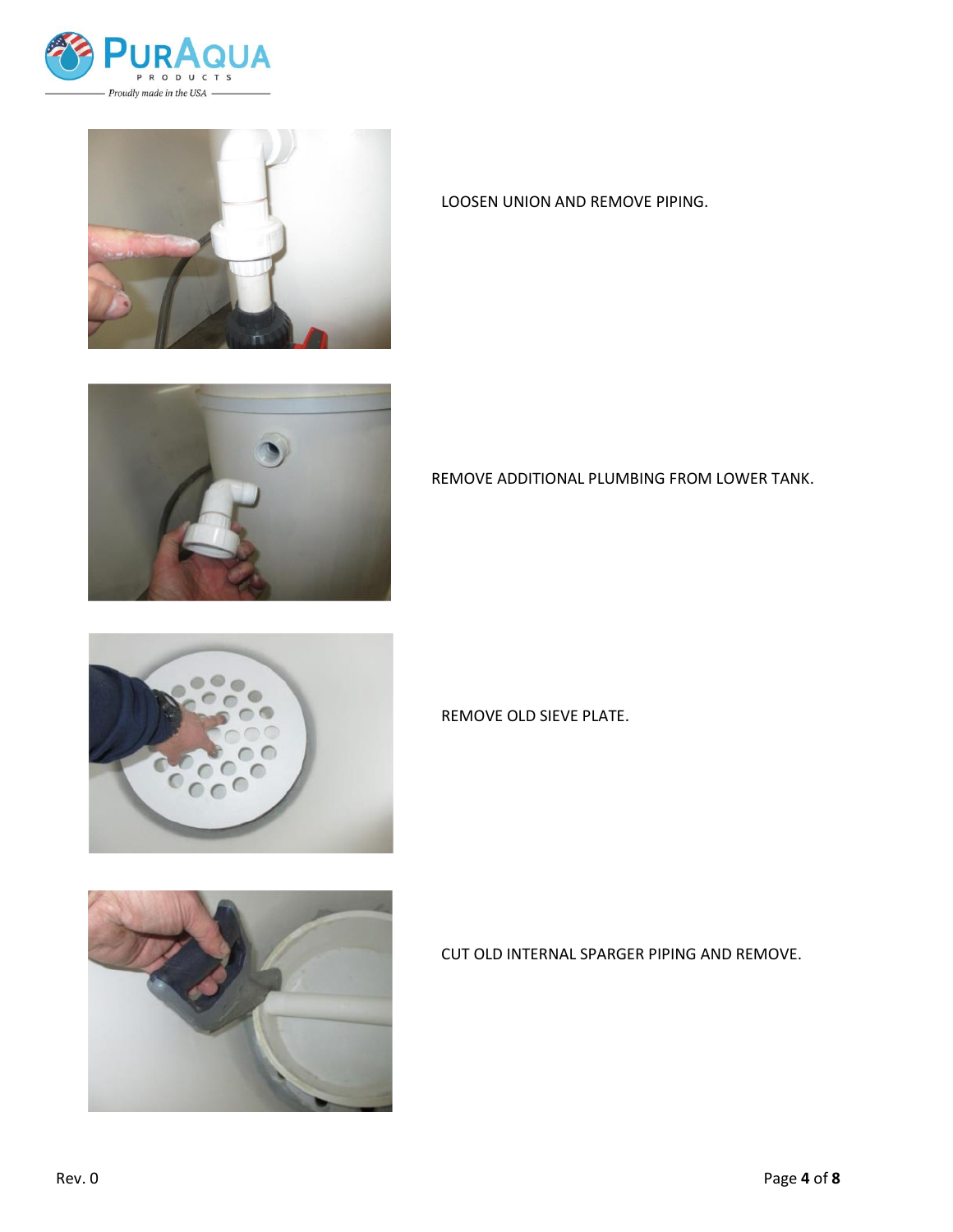LOOSEN UNION AND REMOVE PIPING.

REMOVE ADDITIONAL PLUMBING FROM LOWER TANK.

REMOVE OLD SIEVE PLATE.

CUT OLD INTERNAL SPARGER PIPING AND REMOVE.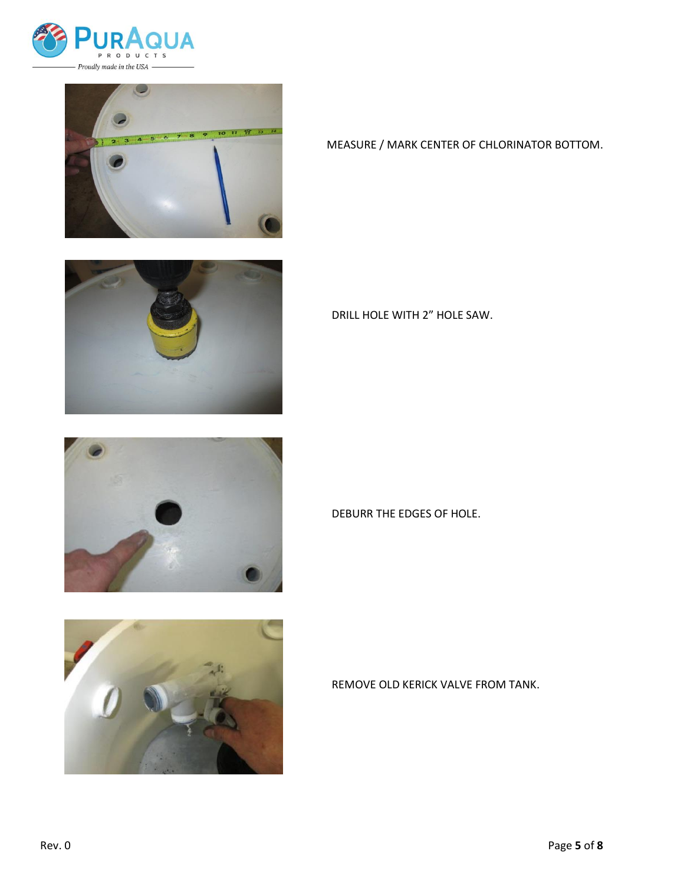MEASURE / MARK CENTER OF CHLORINATOR BOTTOM.

DRILL HOLE WITH 2” HOLE SAW.

DEBURR THE EDGES OF HOLE.

REMOVE OLD KERICK VALVE FROM TANK.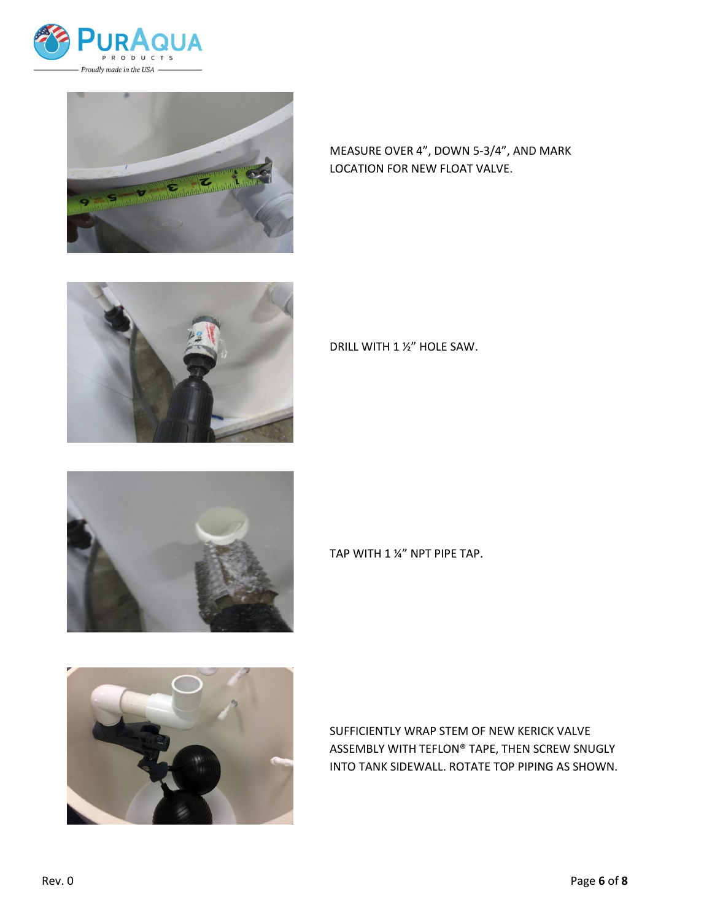MEASURE OVER 4", DOWN 5-3/4", AND MARK LOCATION FOR NEW FLOAT VALVE.

DRILL WITH 1 ½" HOLE SAW.

TAP WITH 1 ¼" NPT PIPE TAP.

SUFFICIENTLY WRAP STEM OF NEW KERICK VALVE ASSEMBLY WITH TEFLON® TAPE, THEN SCREW SNUGLY INTO TANK SIDEWALL. ROTATE TOP PIPING AS SHOWN.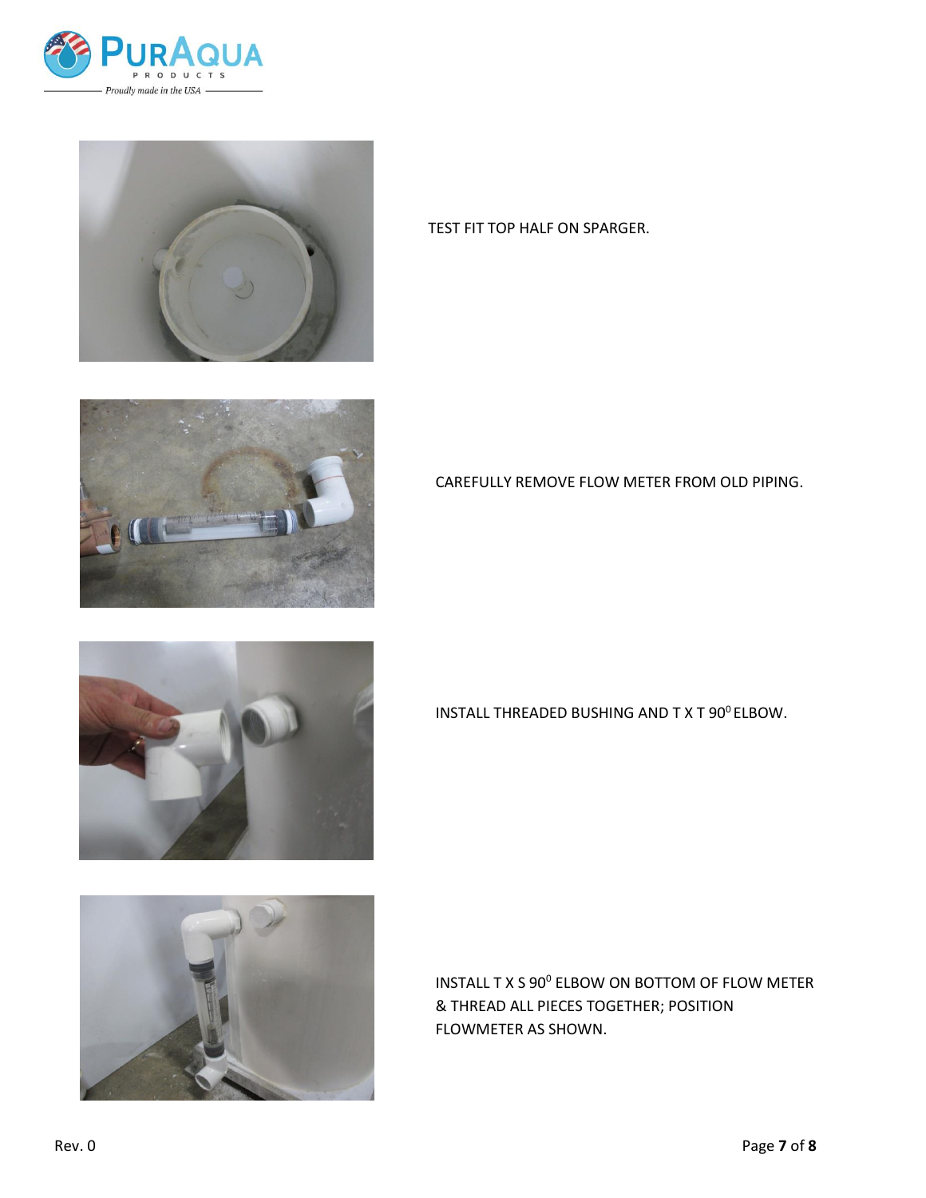TEST FIT TOP HALF ON SPARGER.

CAREFULLY REMOVE FLOW METER FROM OLD PIPING.

INSTALL THREADED BUSHING AND T X T $90^0$ ELBOW.

INSTALL T X S $90^0$ ELBOW ON BOTTOM OF FLOW METER & THREAD ALL PIECES TOGETHER; POSITION FLOWMETER AS SHOWN.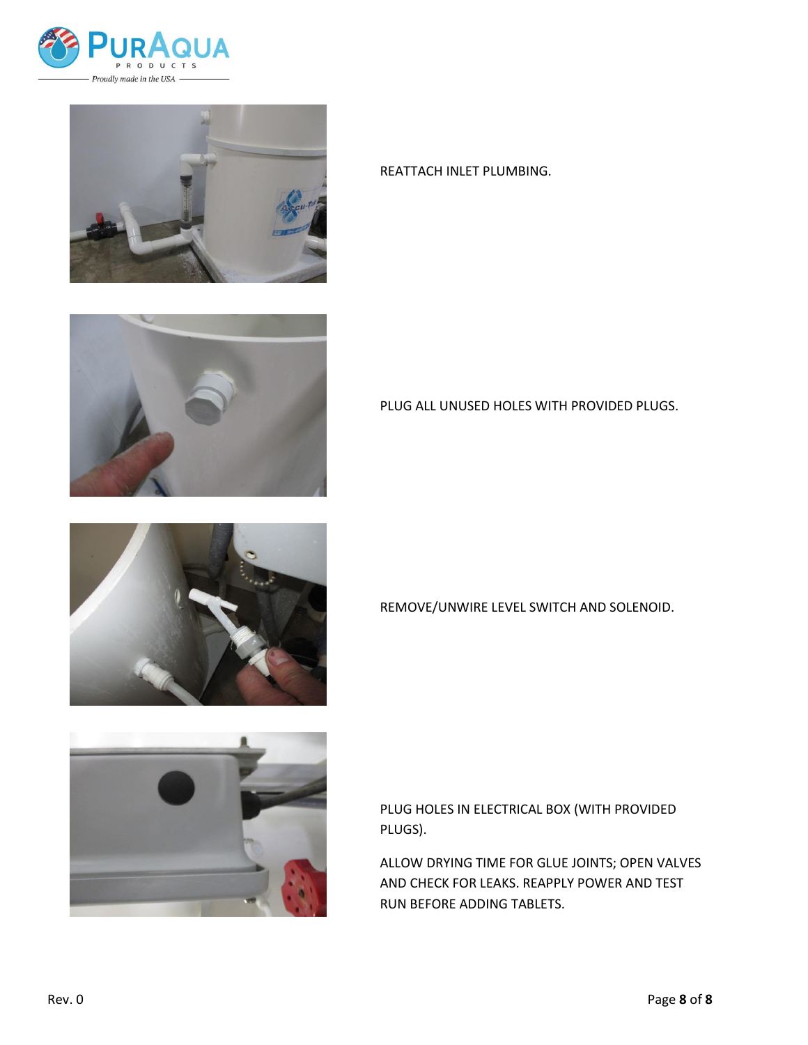REATTACH INLET PLUMBING.

PLUG ALL UNUSED HOLES WITH PROVIDED PLUGS.

REMOVE/UNWIRE LEVEL SWITCH AND SOLENOID.

PLUG HOLES IN ELECTRICAL BOX (WITH PROVIDED PLUGS).

ALLOW DRYING TIME FOR GLUE JOINTS; OPEN VALVES AND CHECK FOR LEAKS. REAPPLY POWER AND TEST RUN BEFORE ADDING TABLETS.